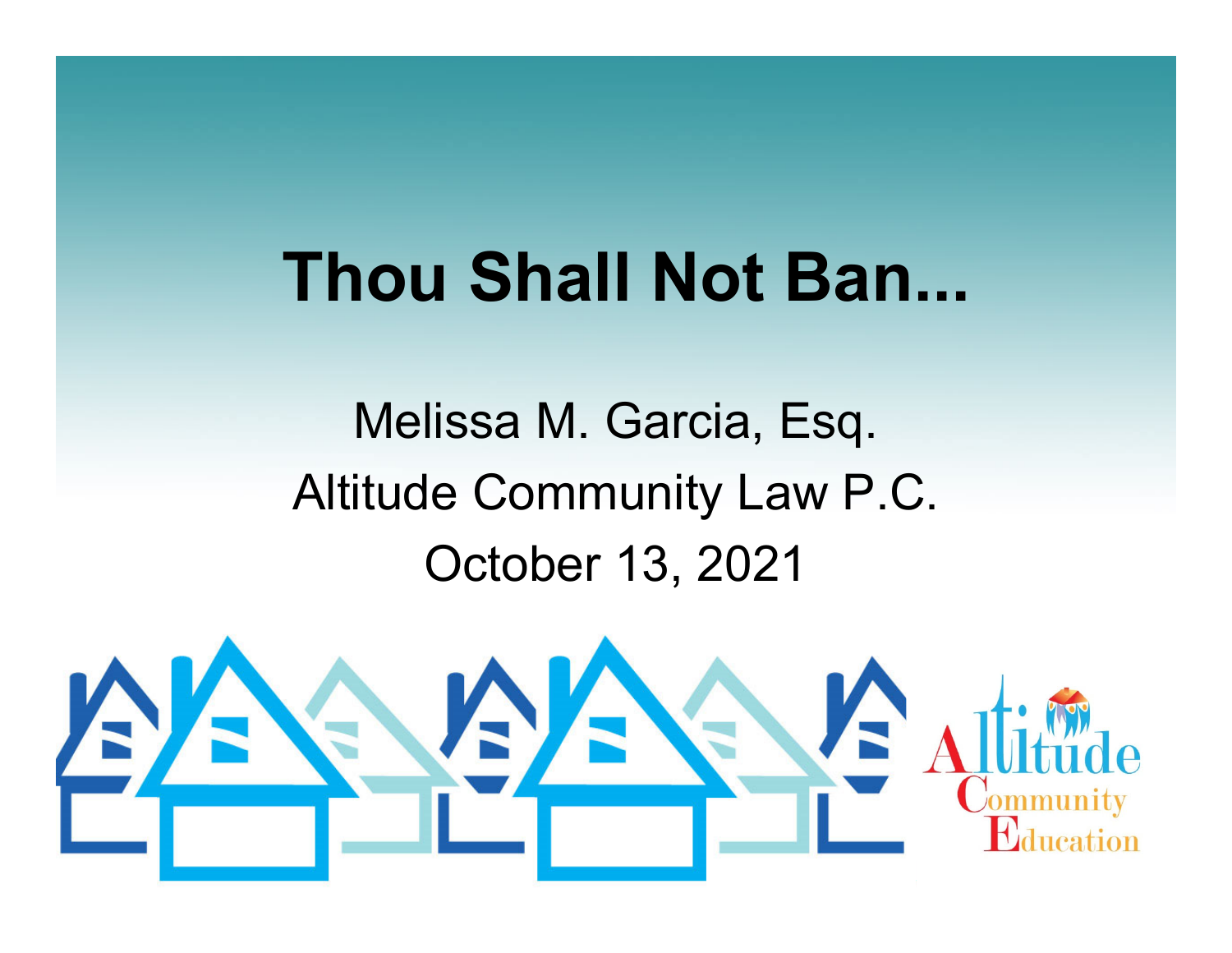# Thou Shall Not Ban...

Melissa M. Garcia, Esq.

Altitude Community Law P.C.

October 13, 2021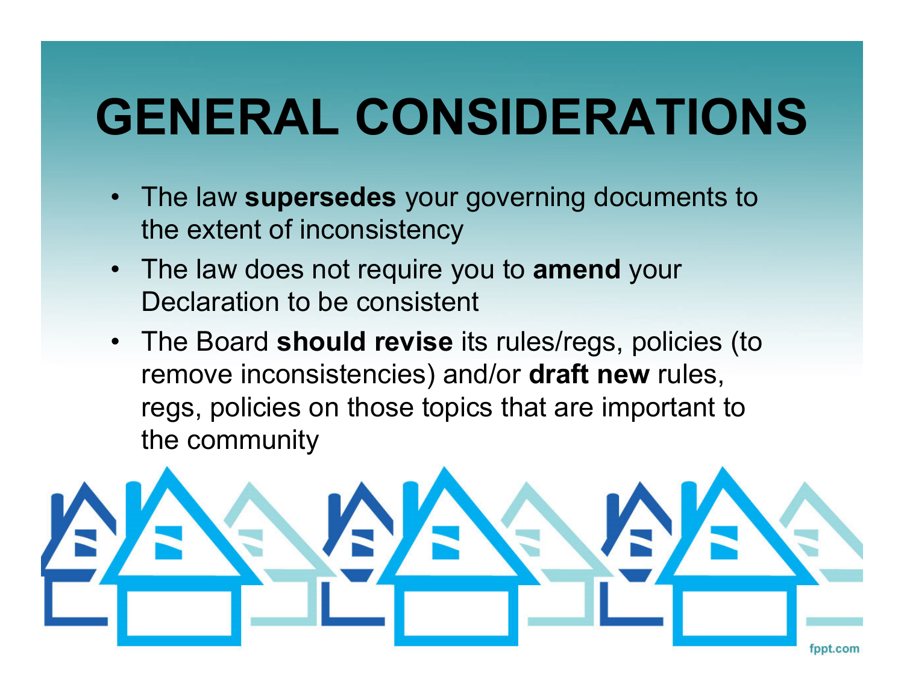# GENERAL CONSIDERATIONS

- The law **supersedes** your governing documents to the extent of inconsistency
- The law does not require you to **amend** your Declaration to be consistent
- The Board **should revise** its rules/regs, policies (to remove inconsistencies) and/or **draft new** rules, regs, policies on those topics that are important to the community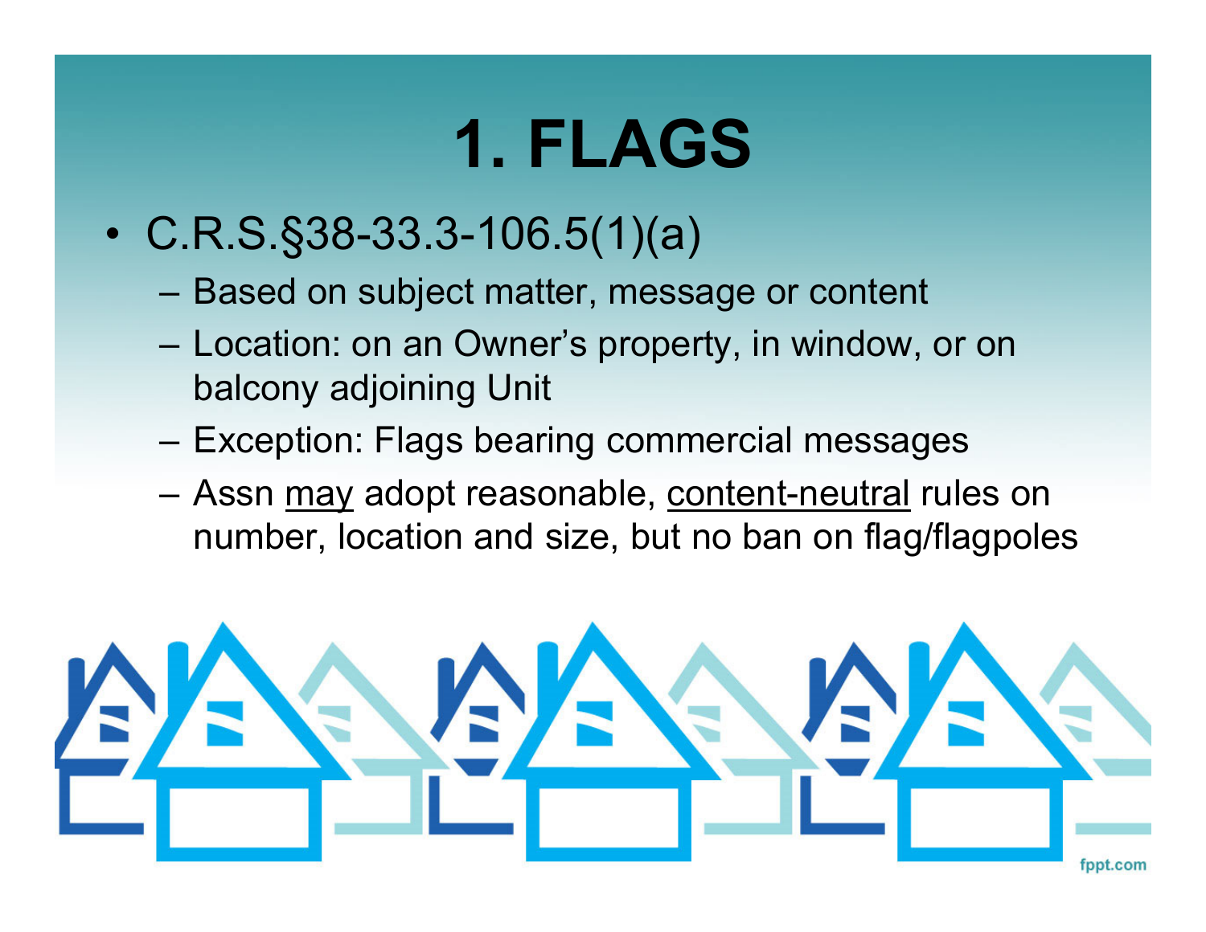# 1. FLAGS

- C.R.S.§38-33.3-106.5(1)(a)
  - Based on subject matter, message or content
  - Location: on an Owner's property, in window, or on balcony adjoining Unit
  - Exception: Flags bearing commercial messages
  - Assn <u>may</u> adopt reasonable, <u>content-neutral</u> rules on number, location and size, but no ban on flag/flagpoles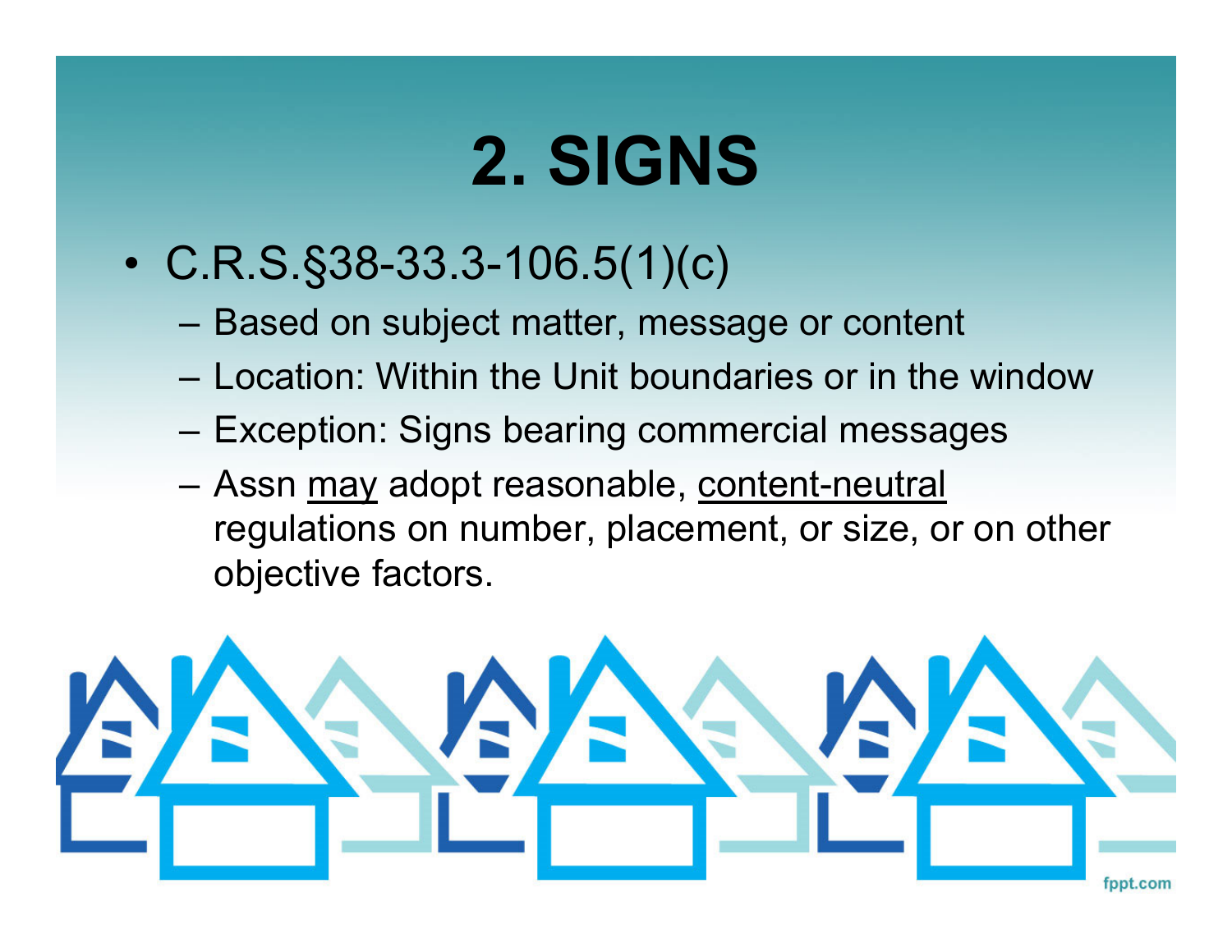# 2. SIGNS

- C.R.S.§38-33.3-106.5(1)(c)
  - Based on subject matter, message or content
  - Location: Within the Unit boundaries or in the window
  - Exception: Signs bearing commercial messages
  - Assn <u>may</u> adopt reasonable, <u>content-neutral</u> regulations on number, placement, or size, or on other objective factors.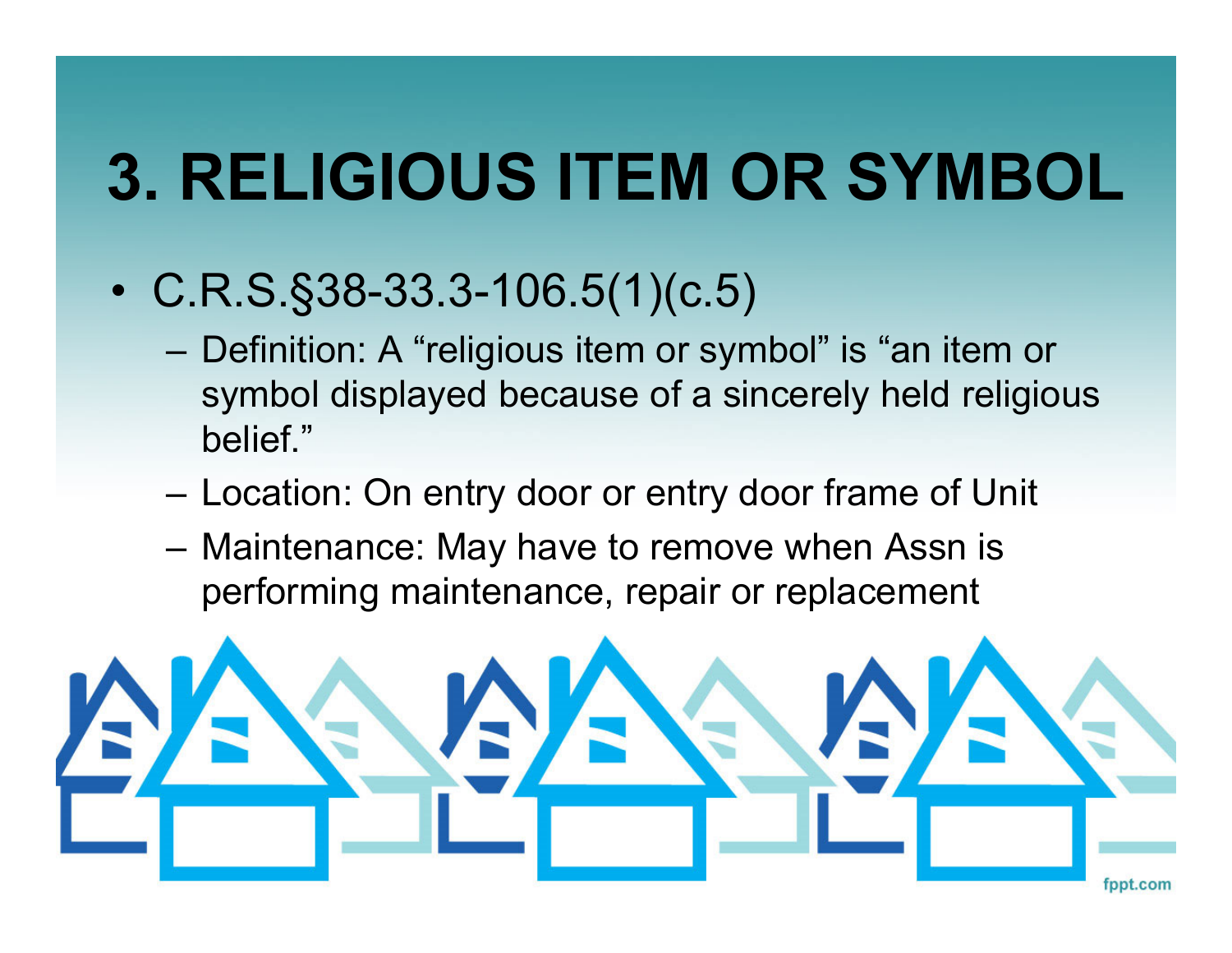# 3. RELIGIOUS ITEM OR SYMBOL

- C.R.S.§38-33.3-106.5(1)(c.5)
  - Definition: A “religious item or symbol” is “an item or symbol displayed because of a sincerely held religious belief.”
  - Location: On entry door or entry door frame of Unit
  - Maintenance: May have to remove when Assn is performing maintenance, repair or replacement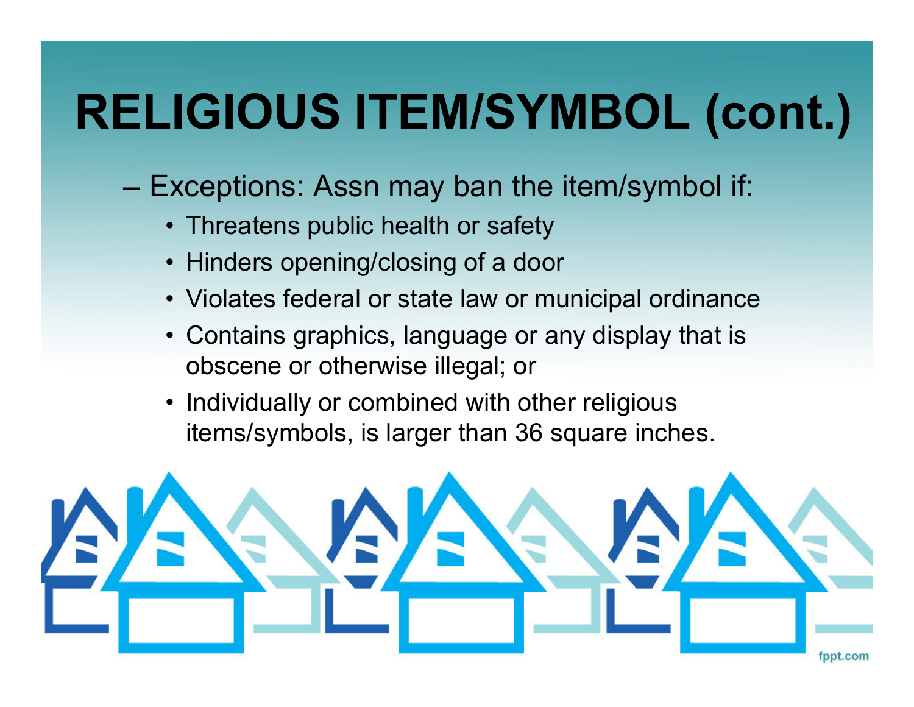# RELIGIOUS ITEM/SYMBOL (cont.)

- Exceptions: Assn may ban the item/symbol if:
  - Threatens public health or safety
  - Hinders opening/closing of a door
  - Violates federal or state law or municipal ordinance
  - Contains graphics, language or any display that is obscene or otherwise illegal; or
  - Individually or combined with other religious items/symbols, is larger than 36 square inches.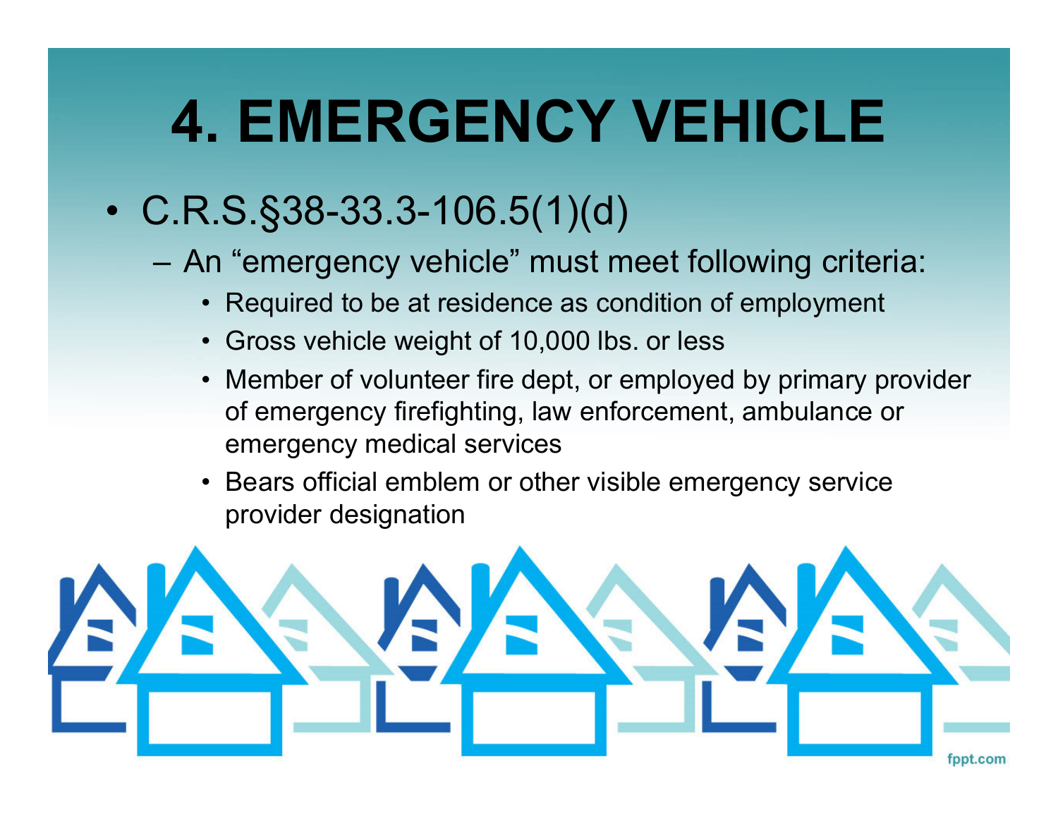# 4. EMERGENCY VEHICLE

- C.R.S.§38-33.3-106.5(1)(d)
  - An "emergency vehicle" must meet following criteria:
    - Required to be at residence as condition of employment
    - Gross vehicle weight of 10,000 lbs. or less
    - Member of volunteer fire dept, or employed by primary provider of emergency firefighting, law enforcement, ambulance or emergency medical services
    - Bears official emblem or other visible emergency service provider designation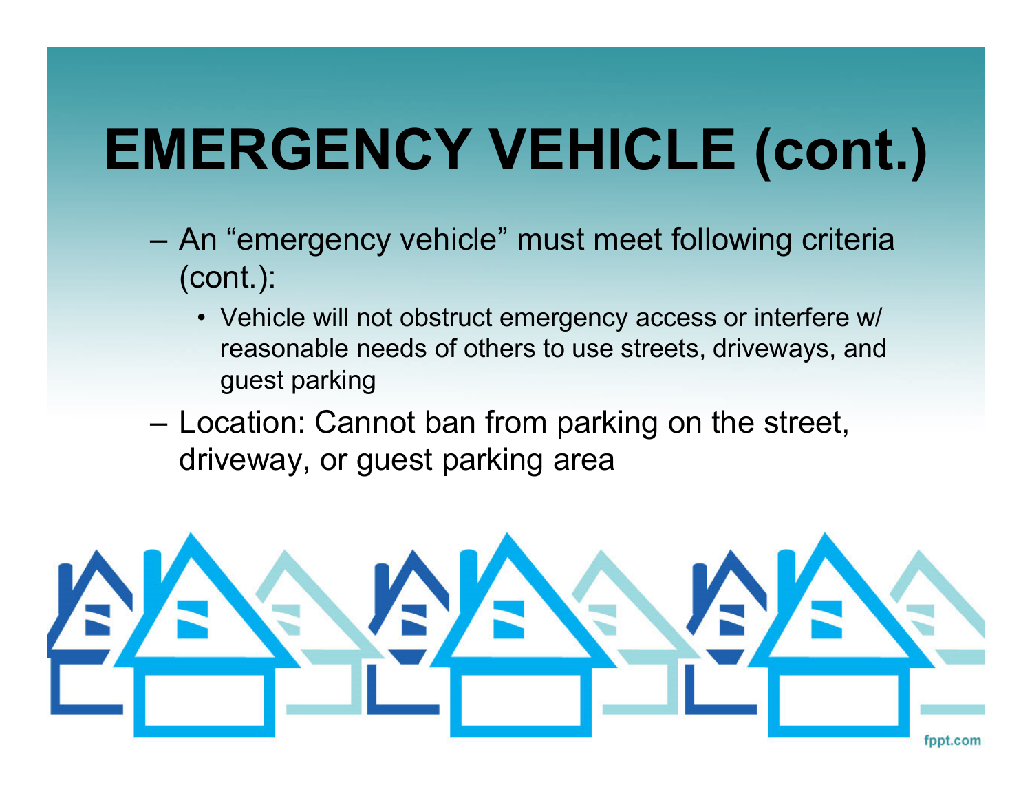# EMERGENCY VEHICLE (cont.)

- An "emergency vehicle" must meet following criteria (cont.):
  - Vehicle will not obstruct emergency access or interfere w/ reasonable needs of others to use streets, driveways, and guest parking
- Location: Cannot ban from parking on the street, driveway, or guest parking area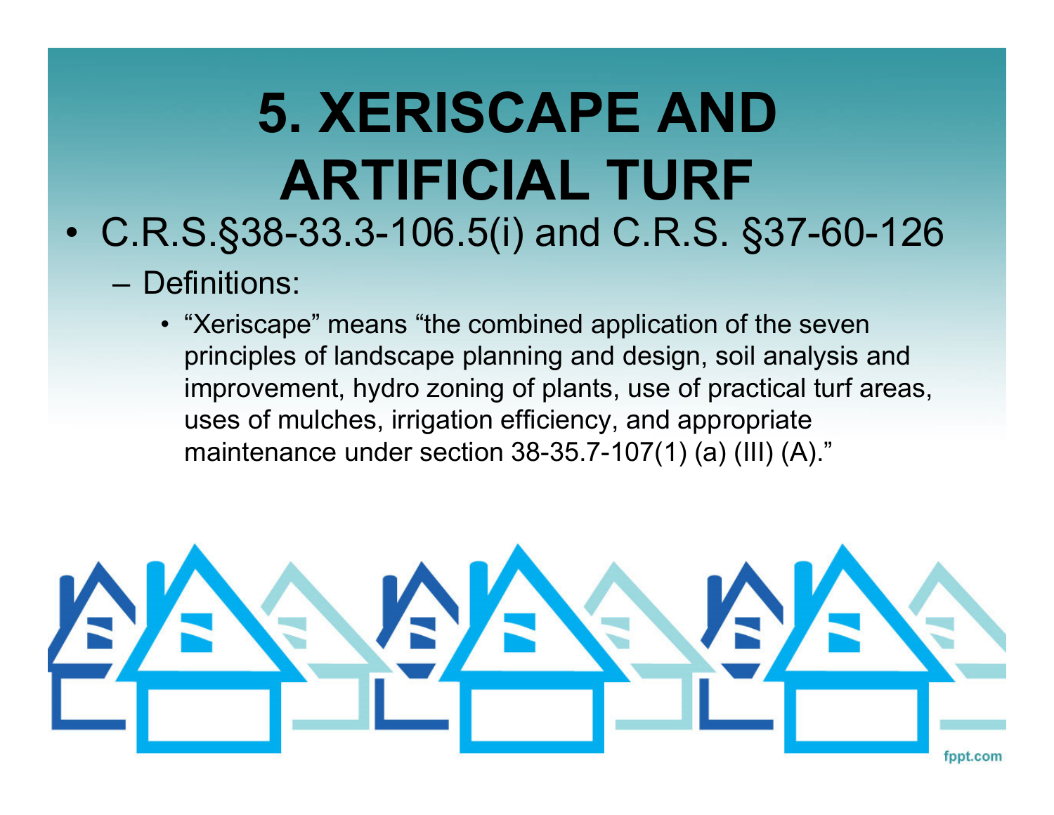# 5. XERISCAPE AND ARTIFICIAL TURF

- C.R.S.§38-33.3-106.5(i) and C.R.S. §37-60-126
  - Definitions:
    - "Xeriscape" means "the combined application of the seven principles of landscape planning and design, soil analysis and improvement, hydro zoning of plants, use of practical turf areas, uses of mulches, irrigation efficiency, and appropriate maintenance under section 38-35.7-107(1) (a) (III) (A)."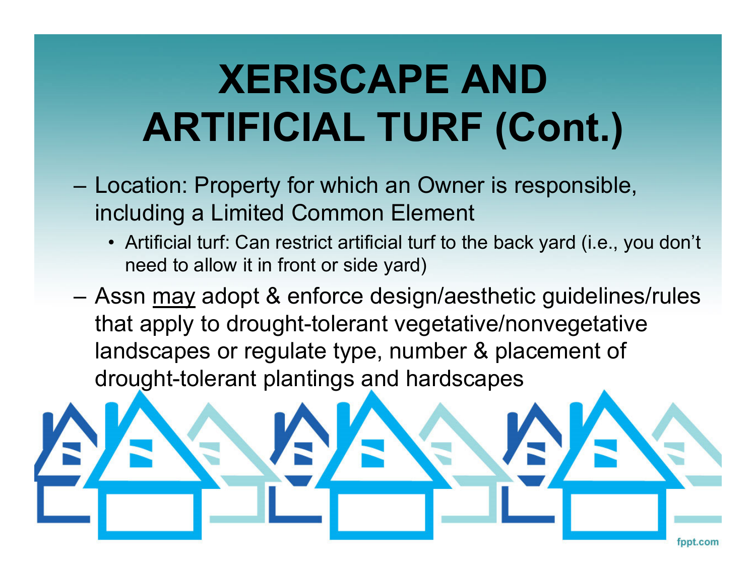# XERISCAPE AND ARTIFICIAL TURF (Cont.)

- Location: Property for which an Owner is responsible, including a Limited Common Element
  - Artificial turf: Can restrict artificial turf to the back yard (i.e., you don't need to allow it in front or side yard)
- Assn <u>may</u> adopt & enforce design/aesthetic guidelines/rules that apply to drought-tolerant vegetative/nonvegetative landscapes or regulate type, number & placement of drought-tolerant plantings and hardscapes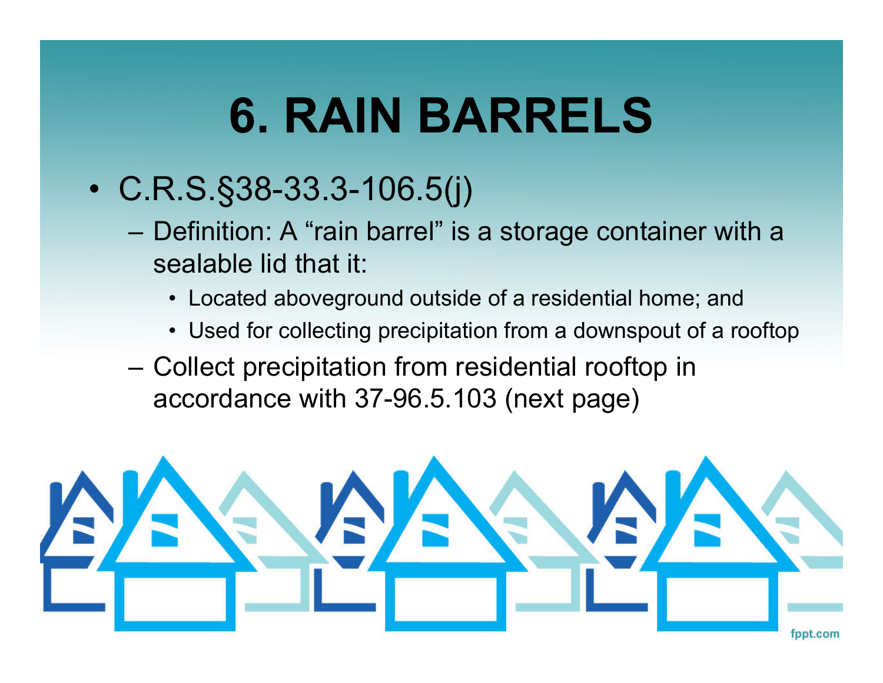# 6. RAIN BARRELS

- C.R.S.§38-33.3-106.5(j)
  - Definition: A "rain barrel" is a storage container with a sealable lid that it:
    - Located aboveground outside of a residential home; and
    - Used for collecting precipitation from a downspout of a rooftop
  - Collect precipitation from residential rooftop in accordance with 37-96.5.103 (next page)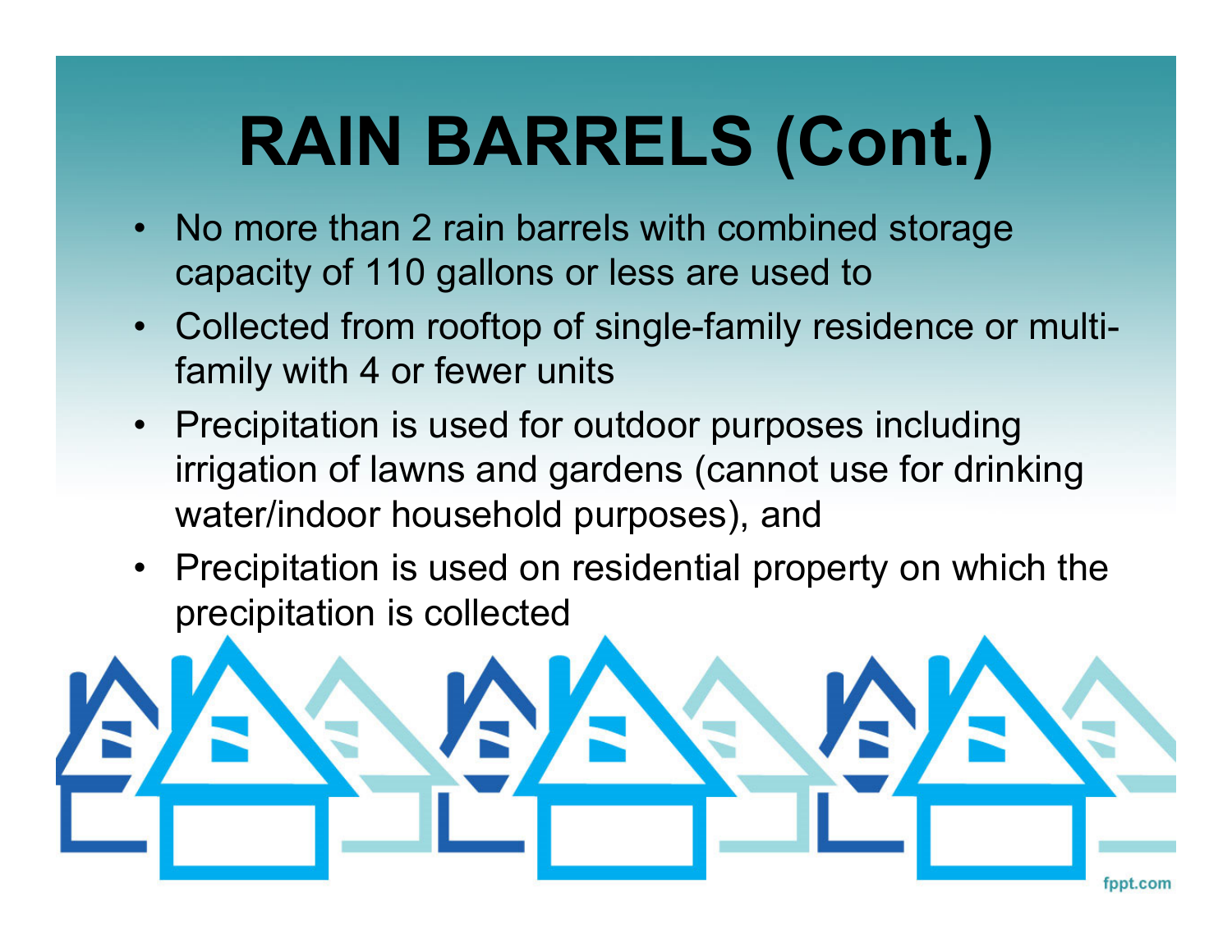# RAIN BARRELS (Cont.)

- No more than 2 rain barrels with combined storage capacity of 110 gallons or less are used to
- Collected from rooftop of single-family residence or multi-family with 4 or fewer units
- Precipitation is used for outdoor purposes including irrigation of lawns and gardens (cannot use for drinking water/indoor household purposes), and
- Precipitation is used on residential property on which the precipitation is collected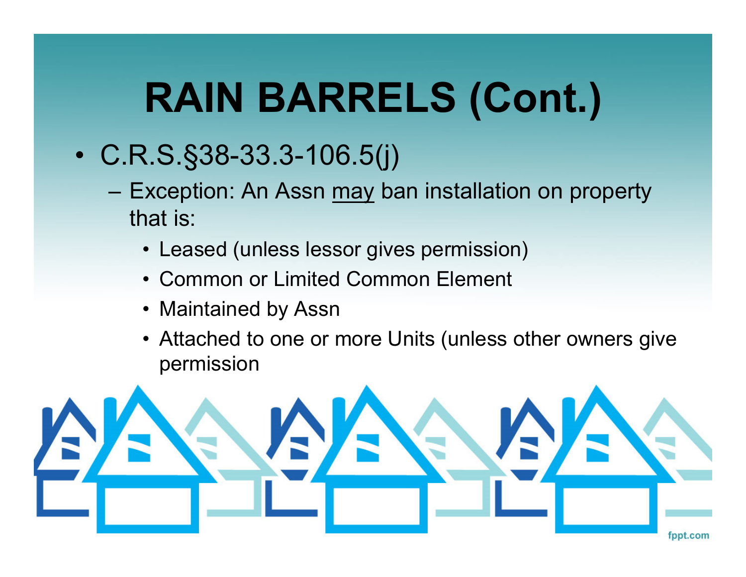# RAIN BARRELS (Cont.)

- C.R.S.§38-33.3-106.5(j)
  - Exception: An Assn <u>may</u> ban installation on property that is:
    - Leased (unless lessor gives permission)
    - Common or Limited Common Element
    - Maintained by Assn
    - Attached to one or more Units (unless other owners give permission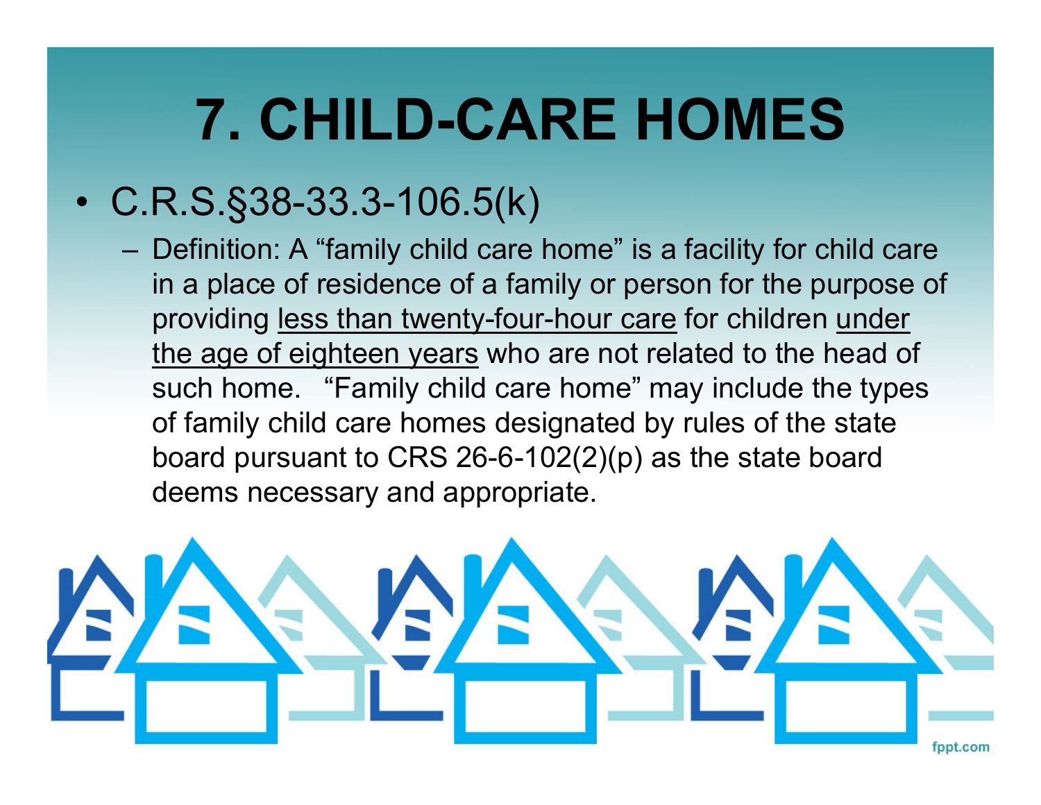# 7. CHILD-CARE HOMES

- C.R.S.§38-33.3-106.5(k)
  - Definition: A "family child care home" is a facility for child care in a place of residence of a family or person for the purpose of providing <u>less than twenty-four-hour care</u> for children <u>under the age of eighteen years</u> who are not related to the head of such home. "Family child care home" may include the types of family child care homes designated by rules of the state board pursuant to CRS 26-6-102(2)(p) as the state board deems necessary and appropriate.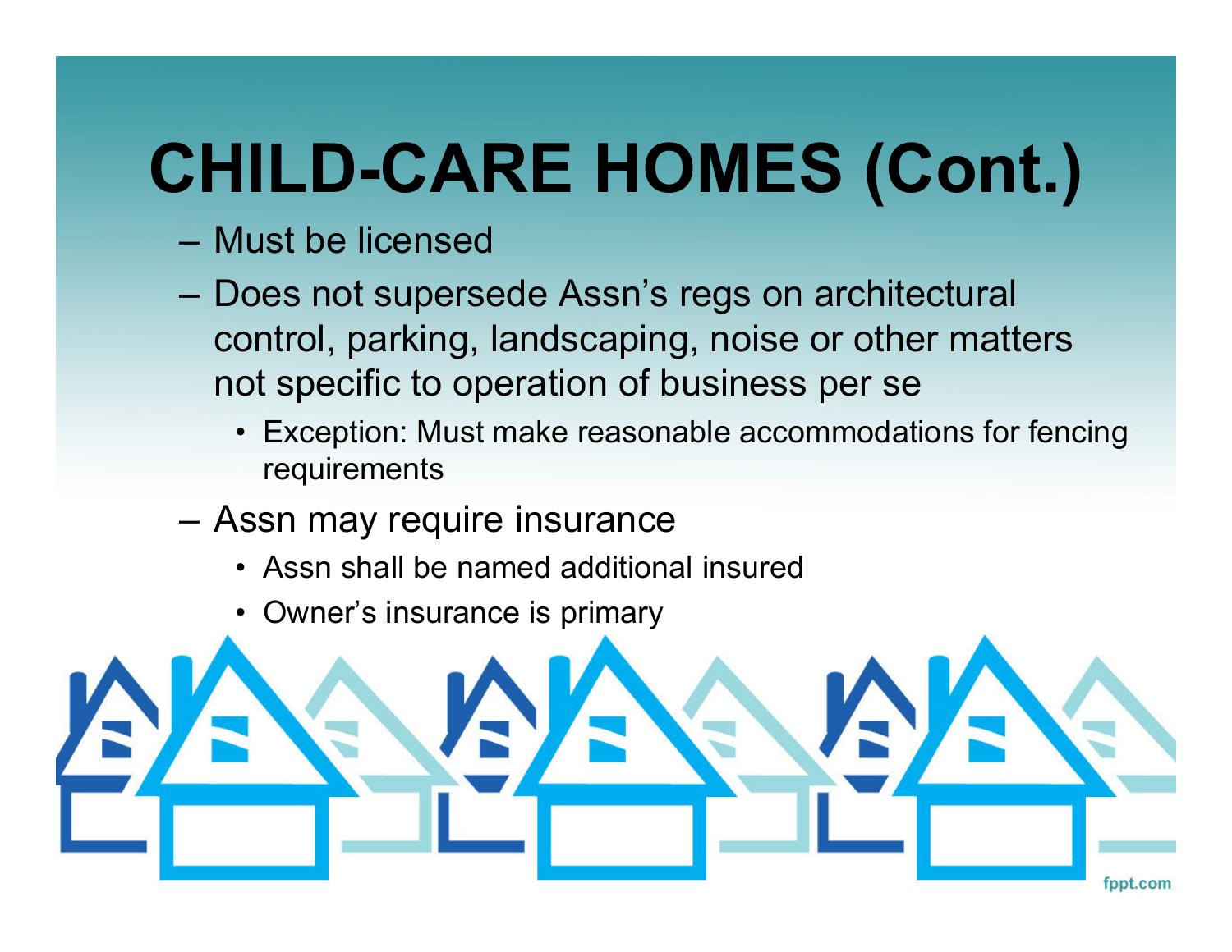# CHILD-CARE HOMES (Cont.)

- Must be licensed
- Does not supersede Assn's regs on architectural control, parking, landscaping, noise or other matters not specific to operation of business per se
  - Exception: Must make reasonable accommodations for fencing requirements
- Assn may require insurance
  - Assn shall be named additional insured
  - Owner's insurance is primary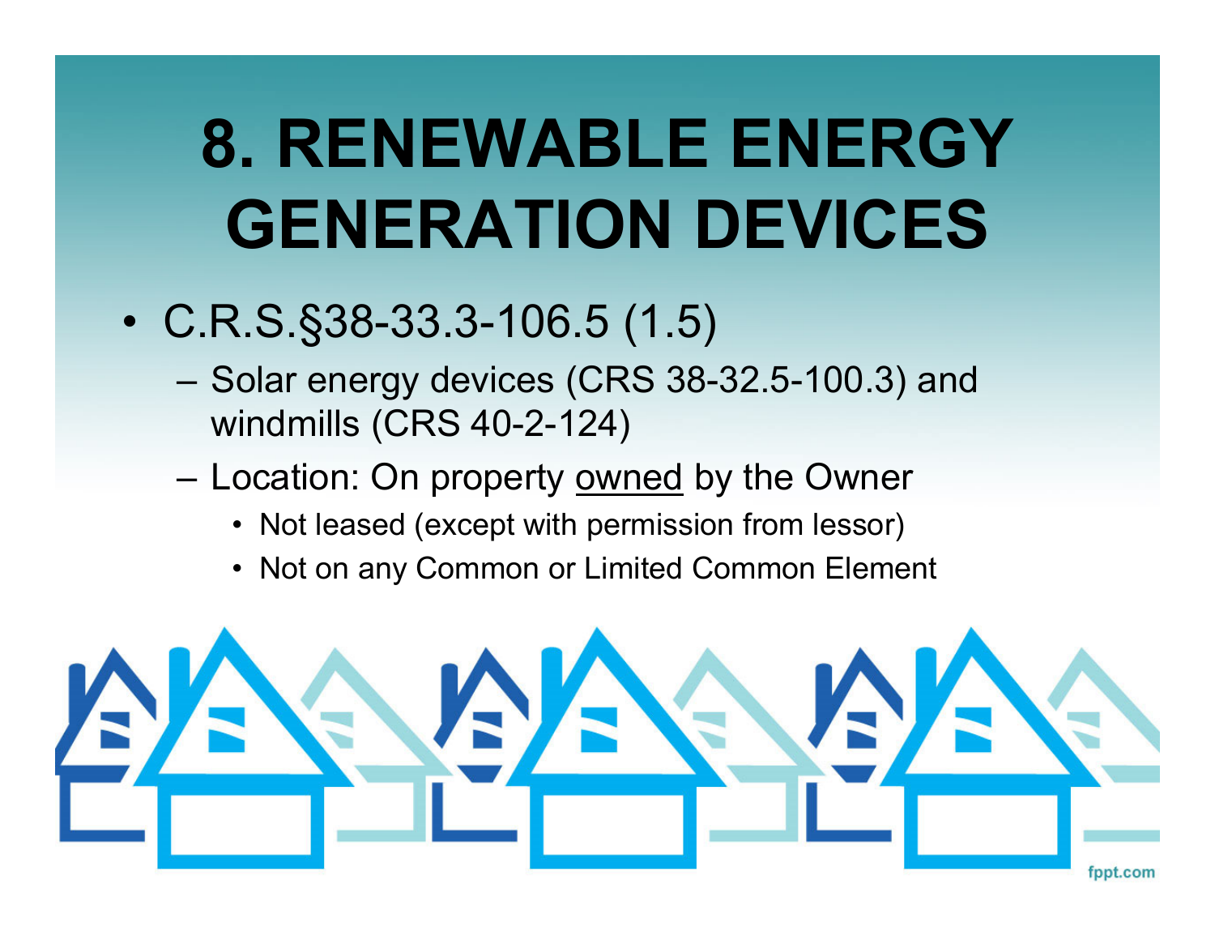# 8. RENEWABLE ENERGY GENERATION DEVICES

- C.R.S.§38-33.3-106.5 (1.5)
  - Solar energy devices (CRS 38-32.5-100.3) and windmills (CRS 40-2-124)
  - Location: On property <u>owned</u> by the Owner
    - Not leased (except with permission from lessor)
    - Not on any Common or Limited Common Element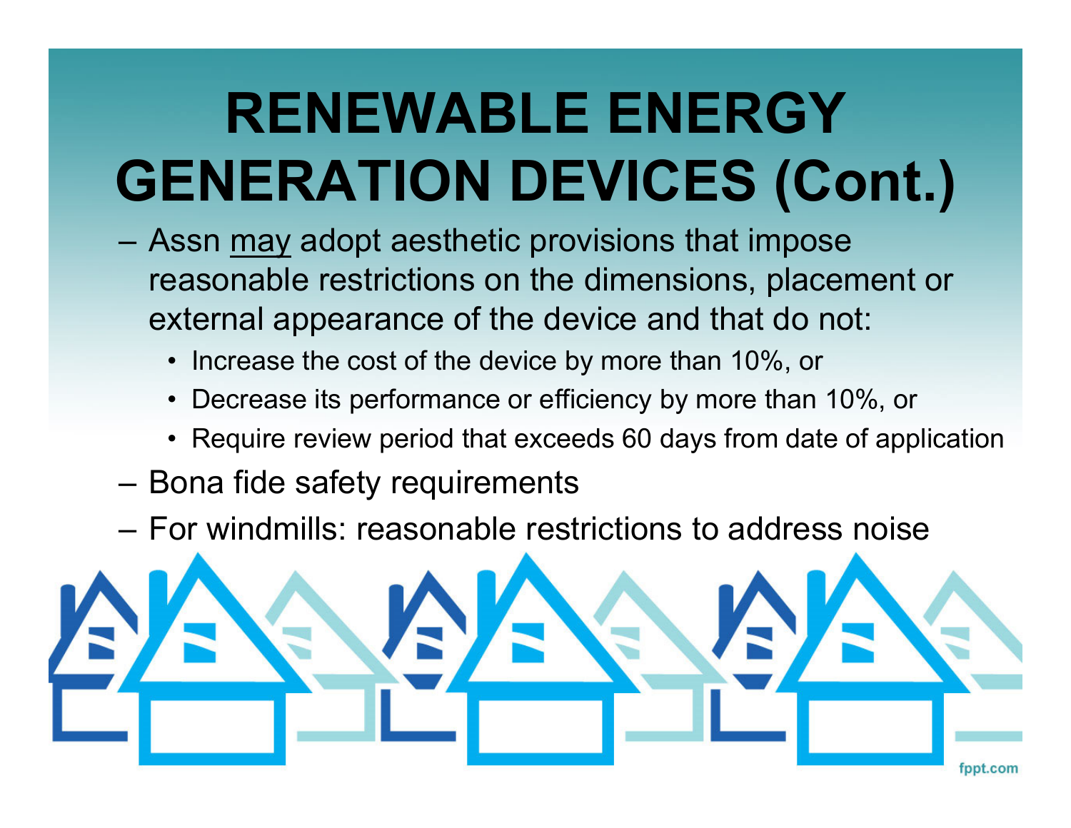# RENEWABLE ENERGY GENERATION DEVICES (Cont.)

- Assn <u>may</u> adopt aesthetic provisions that impose reasonable restrictions on the dimensions, placement or external appearance of the device and that do not:
  - Increase the cost of the device by more than 10%, or
  - Decrease its performance or efficiency by more than 10%, or
  - Require review period that exceeds 60 days from date of application
- Bona fide safety requirements
- For windmills: reasonable restrictions to address noise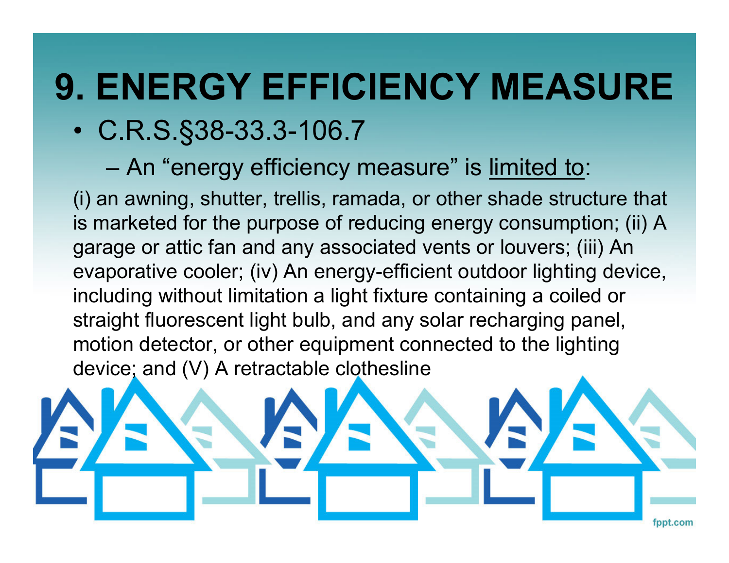# 9. ENERGY EFFICIENCY MEASURE

- C.R.S.§38-33.3-106.7
  - An "energy efficiency measure" is <u>limited to</u>:

(i) an awning, shutter, trellis, ramada, or other shade structure that is marketed for the purpose of reducing energy consumption; (ii) A garage or attic fan and any associated vents or louvers; (iii) An evaporative cooler; (iv) An energy-efficient outdoor lighting device, including without limitation a light fixture containing a coiled or straight fluorescent light bulb, and any solar recharging panel, motion detector, or other equipment connected to the lighting device; and (V) A retractable clothesline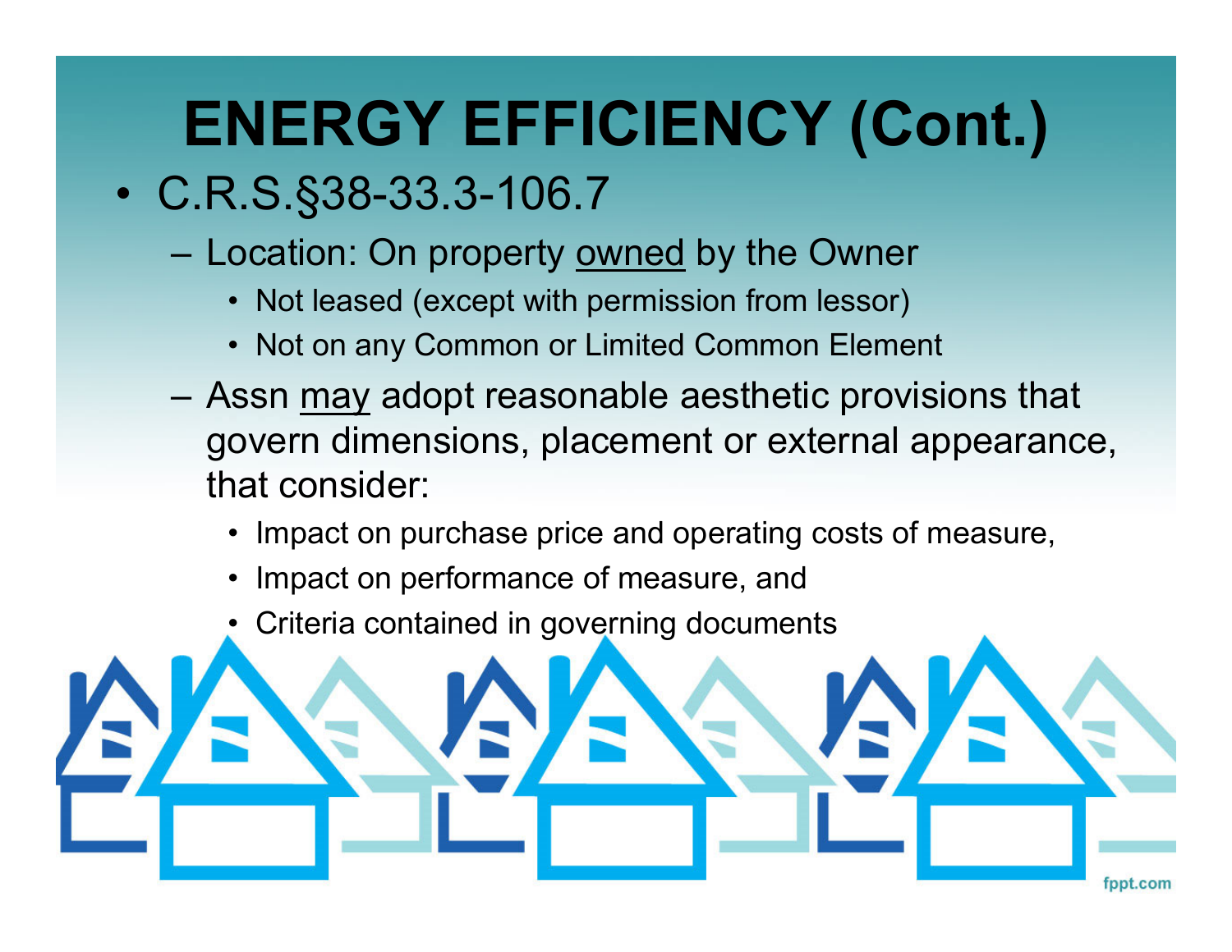# ENERGY EFFICIENCY (Cont.)

- C.R.S.§38-33.3-106.7
  - Location: On property <u>owned</u> by the Owner
    - Not leased (except with permission from lessor)
    - Not on any Common or Limited Common Element
  - Assn <u>may</u> adopt reasonable aesthetic provisions that govern dimensions, placement or external appearance, that consider:
    - Impact on purchase price and operating costs of measure,
    - Impact on performance of measure, and
    - Criteria contained in governing documents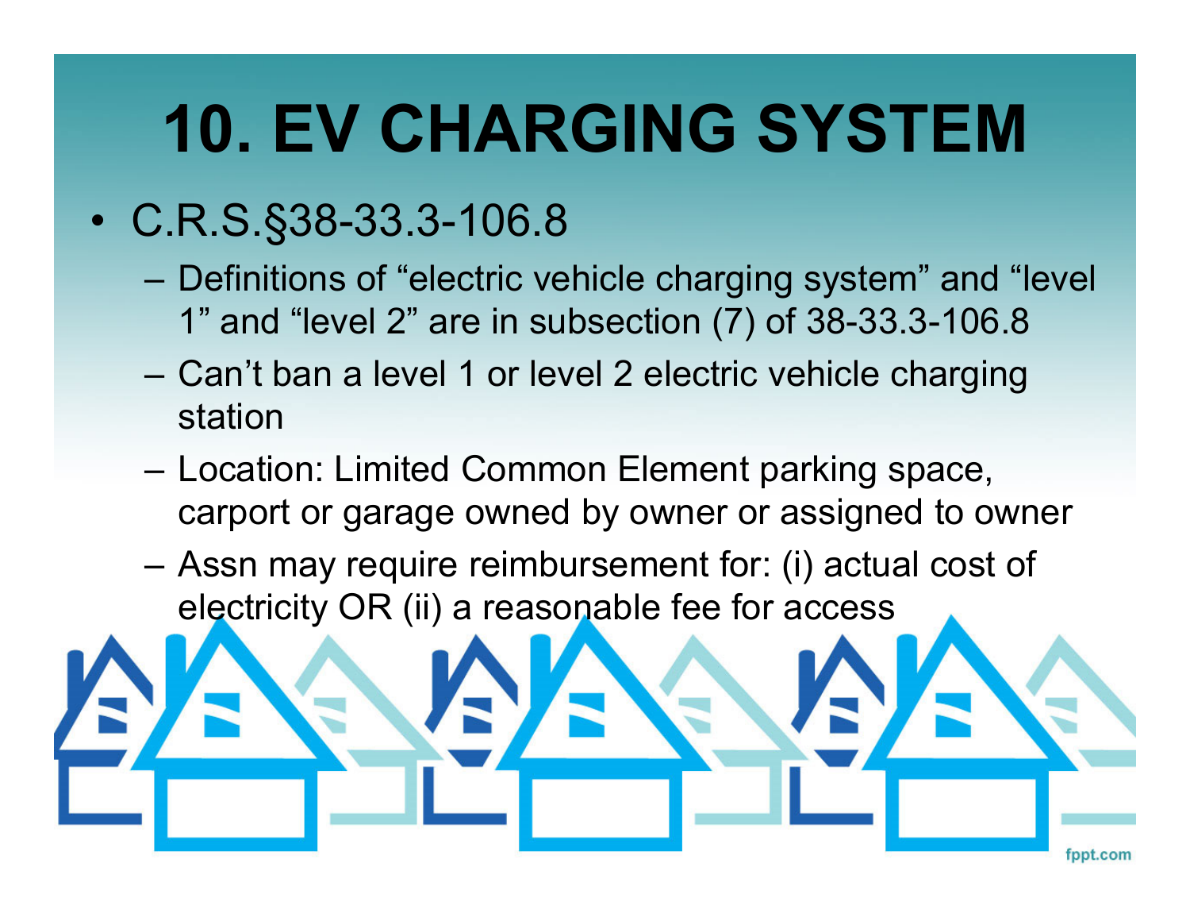# 10. EV CHARGING SYSTEM

- C.R.S.§38-33.3-106.8
  - Definitions of "electric vehicle charging system" and "level 1" and "level 2" are in subsection (7) of 38-33.3-106.8
  - Can't ban a level 1 or level 2 electric vehicle charging station
  - Location: Limited Common Element parking space, carport or garage owned by owner or assigned to owner
  - Assn may require reimbursement for: (i) actual cost of electricity OR (ii) a reasonable fee for access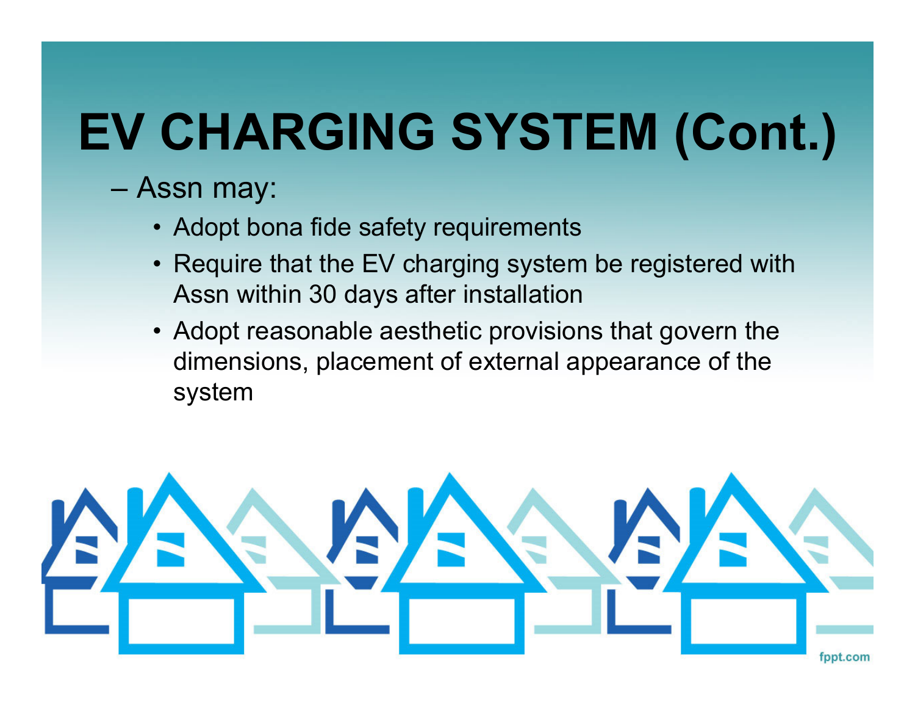# EV CHARGING SYSTEM (Cont.)

- Assn may:
  - Adopt bona fide safety requirements
  - Require that the EV charging system be registered with Assn within 30 days after installation
  - Adopt reasonable aesthetic provisions that govern the dimensions, placement of external appearance of the system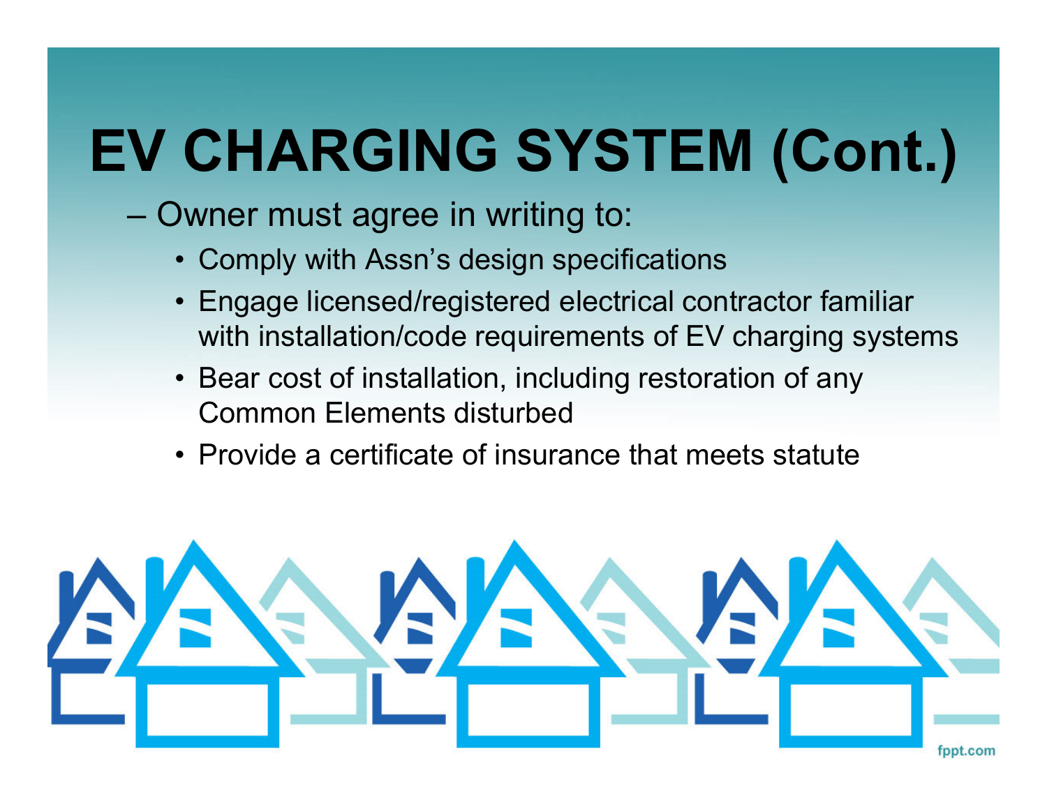# EV CHARGING SYSTEM (Cont.)

- Owner must agree in writing to:
  - Comply with Assn's design specifications
  - Engage licensed/registered electrical contractor familiar with installation/code requirements of EV charging systems
  - Bear cost of installation, including restoration of any Common Elements disturbed
  - Provide a certificate of insurance that meets statute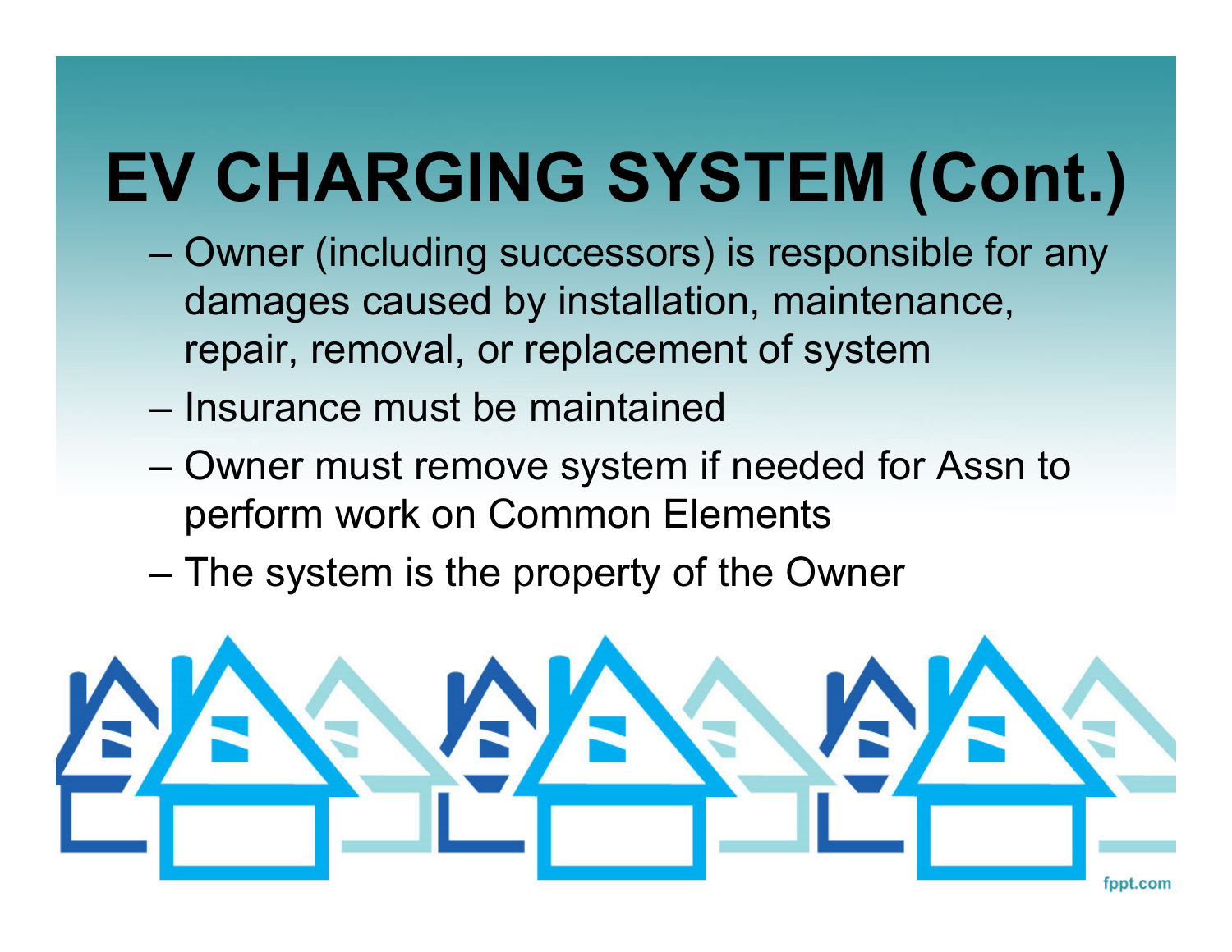# EV CHARGING SYSTEM (Cont.)

- Owner (including successors) is responsible for any damages caused by installation, maintenance, repair, removal, or replacement of system
- Insurance must be maintained
- Owner must remove system if needed for Assn to perform work on Common Elements
- The system is the property of the Owner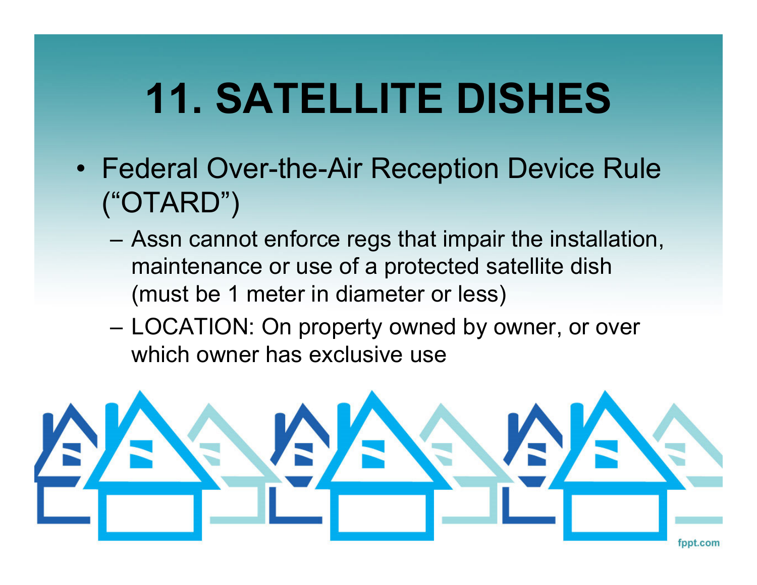# 11. SATELLITE DISHES

- Federal Over-the-Air Reception Device Rule ("OTARD")
  - Assn cannot enforce regs that impair the installation, maintenance or use of a protected satellite dish (must be 1 meter in diameter or less)
  - LOCATION: On property owned by owner, or over which owner has exclusive use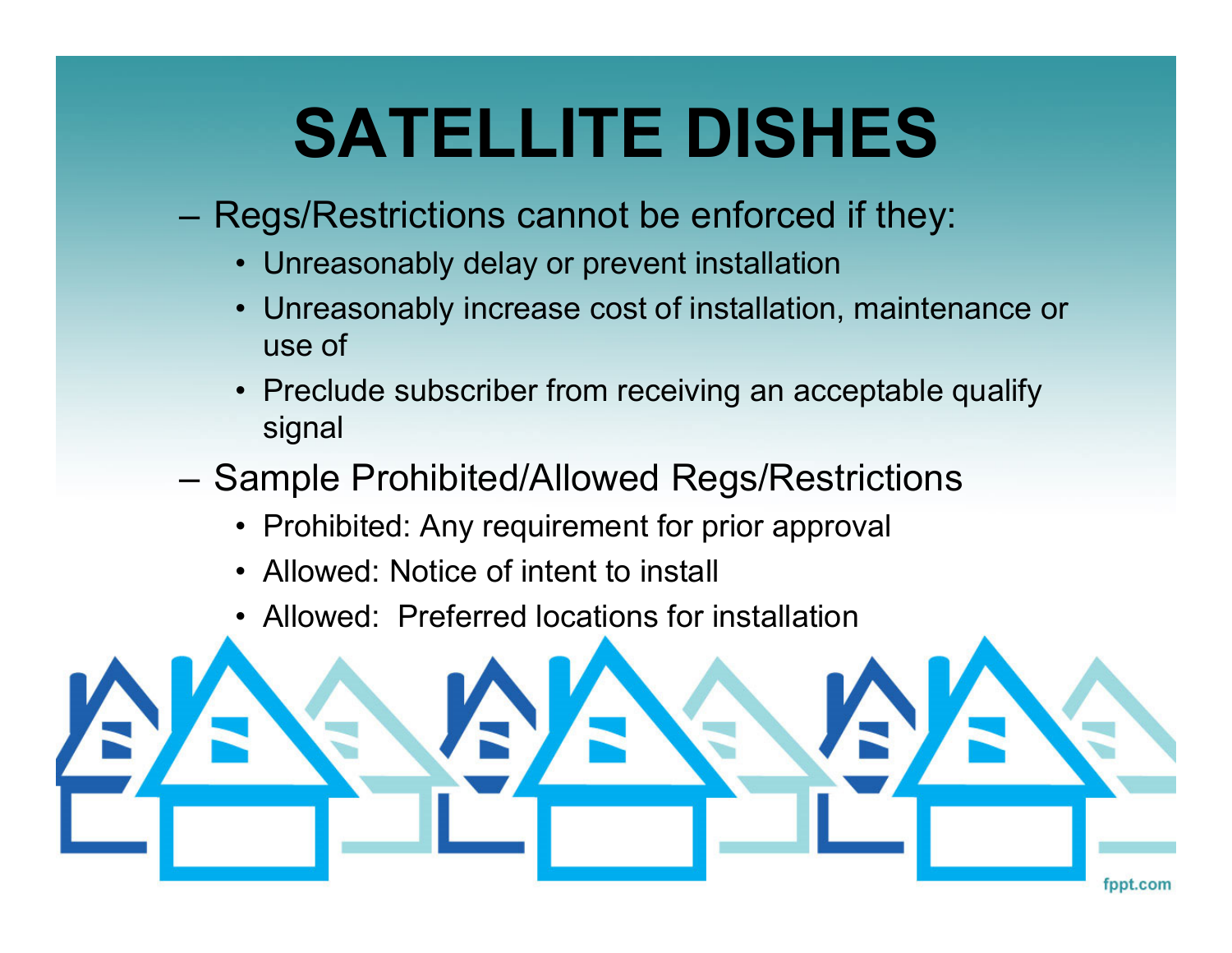# SATELLITE DISHES

- Regs/Restrictions cannot be enforced if they:
  - Unreasonably delay or prevent installation
  - Unreasonably increase cost of installation, maintenance or use of
  - Preclude subscriber from receiving an acceptable qualify signal
- Sample Prohibited/Allowed Regs/Restrictions
  - Prohibited: Any requirement for prior approval
  - Allowed: Notice of intent to install
  - Allowed: Preferred locations for installation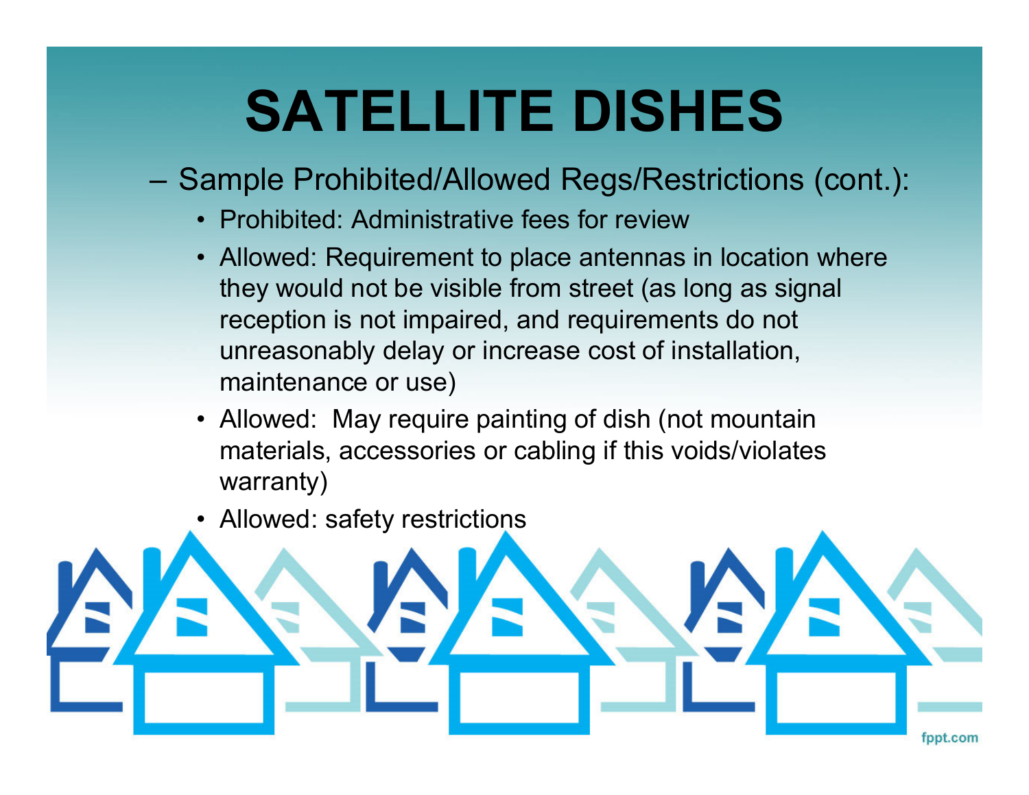# SATELLITE DISHES

- Sample Prohibited/Allowed Regs/Restrictions (cont.):
  - Prohibited: Administrative fees for review
  - Allowed: Requirement to place antennas in location where they would not be visible from street (as long as signal reception is not impaired, and requirements do not unreasonably delay or increase cost of installation, maintenance or use)
  - Allowed: May require painting of dish (not mountain materials, accessories or cabling if this voids/violates warranty)
  - Allowed: safety restrictions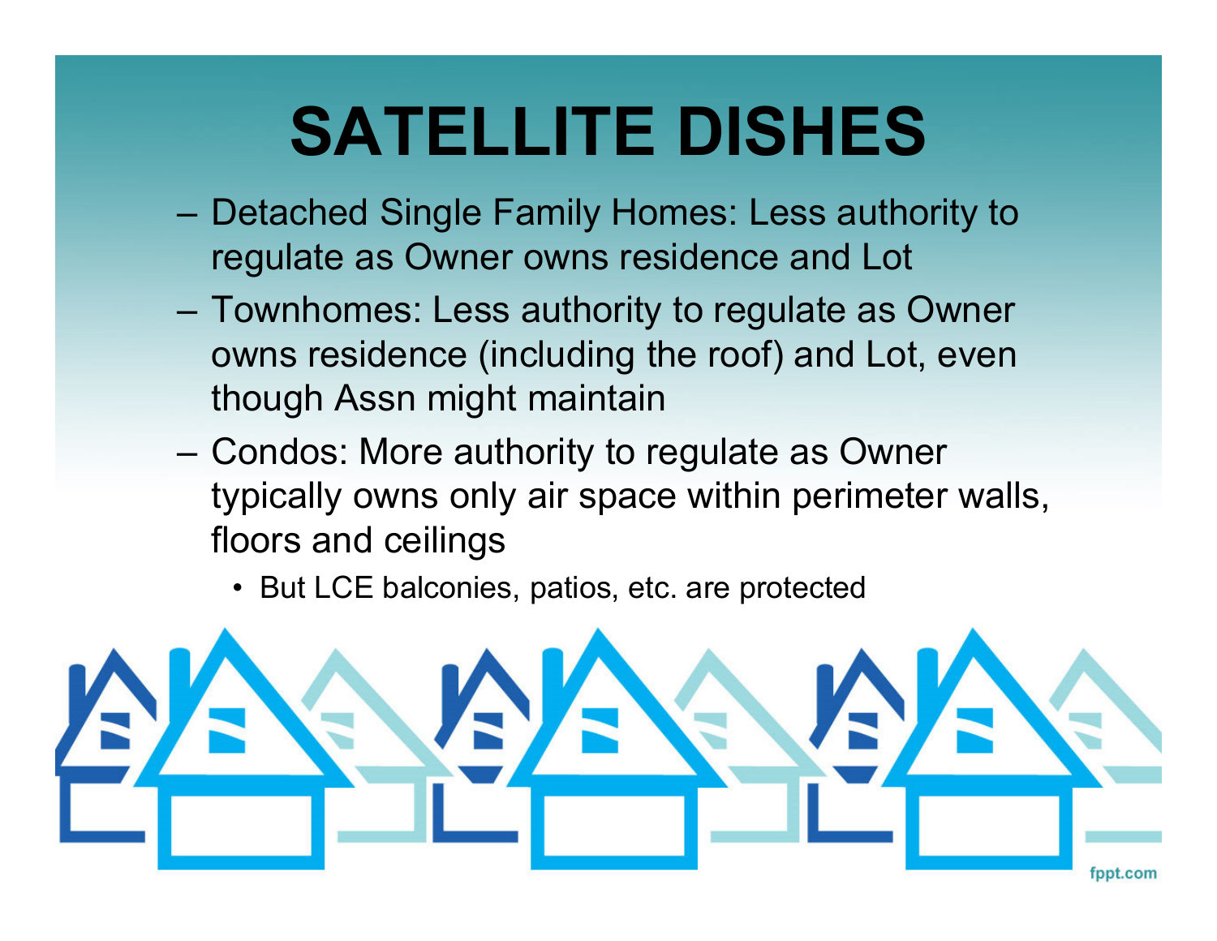# SATELLITE DISHES

- Detached Single Family Homes: Less authority to regulate as Owner owns residence and Lot
- Townhomes: Less authority to regulate as Owner owns residence (including the roof) and Lot, even though Assn might maintain
- Condos: More authority to regulate as Owner typically owns only air space within perimeter walls, floors and ceilings
  - But LCE balconies, patios, etc. are protected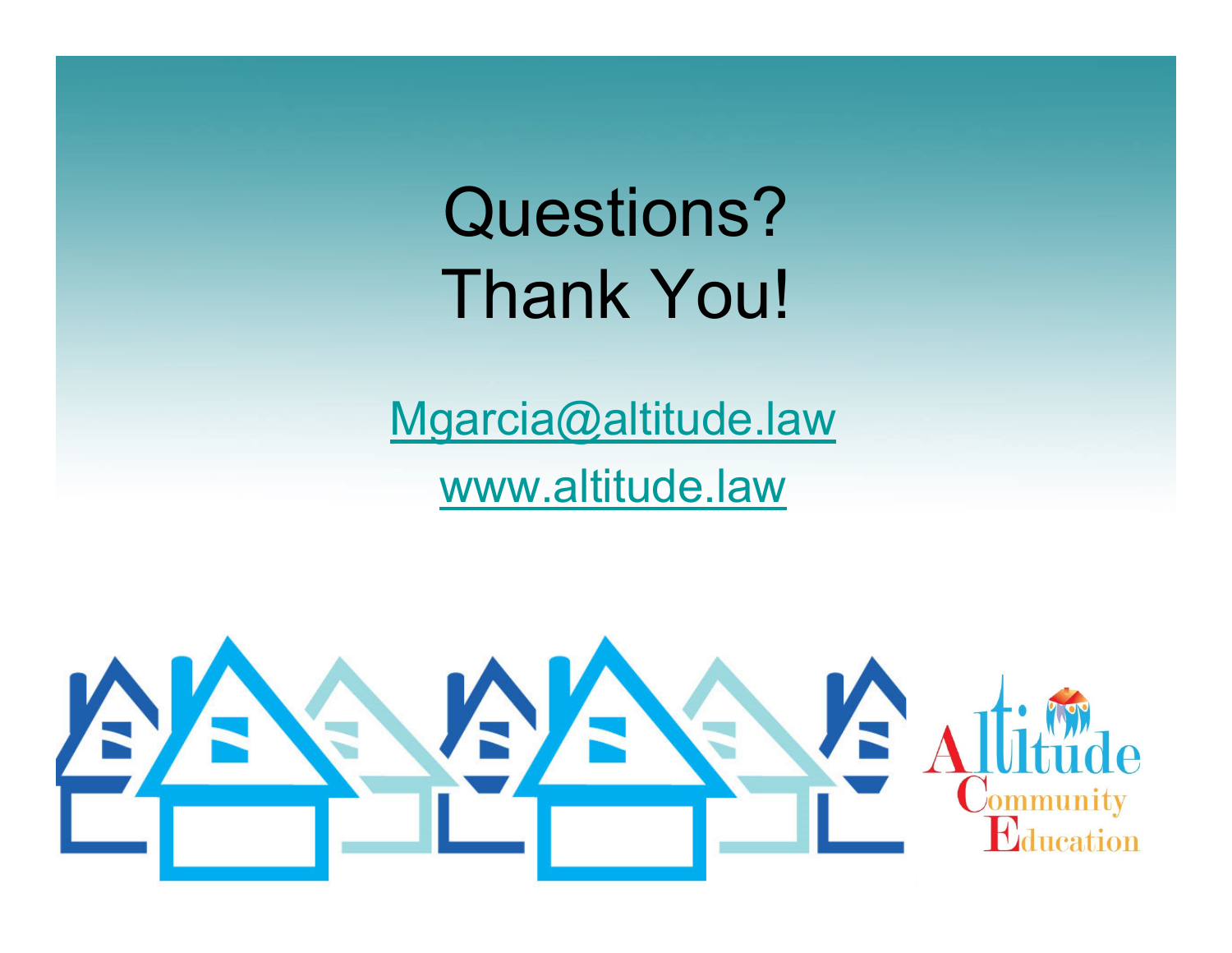# Questions?
# Thank You!

Mgarcia@altitude.law

www.altitude.law

Altitude Community Education